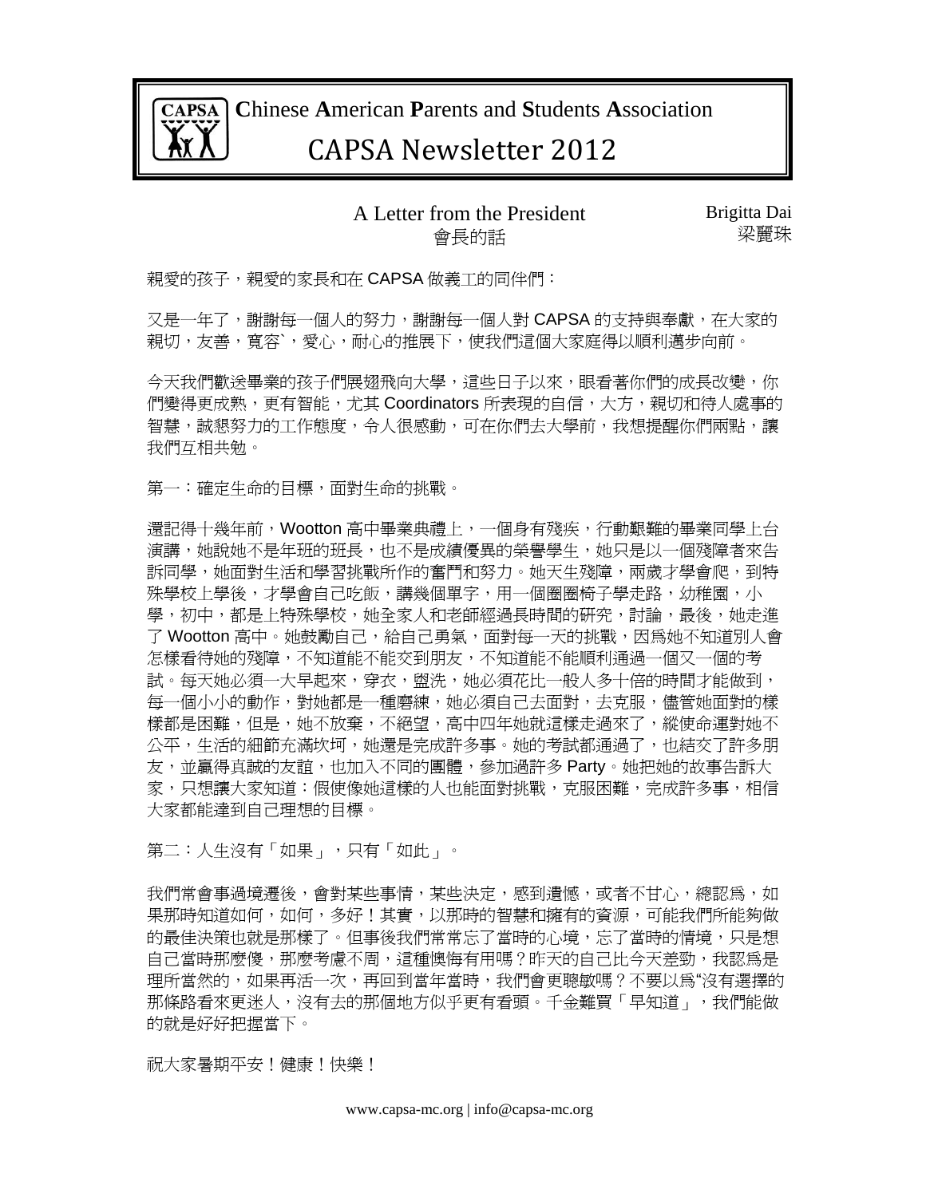# CAPSA Chinese American Parents and Students Association

# CAPSA Newsletter 2012

## A Letter from the President 會長的話

Brigitta Dai 梁麗珠

親愛的孩子，親愛的家長和在 CAPSA 做義工的同伴們：

又是一年了，謝謝每一個人的努力，謝謝每一個人對 CAPSA 的支持與奉獻，在大家的親切，友善，寬容`，愛心，耐心的推展下，使我們這個大家庭得以順利邁步向前。

今天我們歡送畢業的孩子們展翅飛向大學，這些日子以來，眼看著你們的成長改變，你們變得更成熟，更有智能，尤其 Coordinators 所表現的自信，大方，親切和待人處事的智慧，誠懇努力的工作態度，令人很感動，可在你們去大學前，我想提醒你們兩點，讓我們互相共勉。

第一：確定生命的目標，面對生命的挑戰。

還記得十幾年前，Wootton 高中畢業典禮上，一個身有殘疾，行動艱難的畢業同學上台演講，她說她不是年班的班長，也不是成績優異的榮譽學生，她只是以一個殘障者來告訴同學，她面對生活和學習挑戰所作的奮鬥和努力。她天生殘障，兩歲才學會爬，到特殊學校上學後，才學會自己吃飯，講幾個單字，用一個圈圈椅子學走路，幼稚園，小學，初中，都是上特殊學校，她全家人和老師經過長時間的研究，討論，最後，她走進了 Wootton 高中。她鼓勵自己，給自己勇氣，面對每一天的挑戰，因爲她不知道別人會怎樣看待她的殘障，不知道能不能交到朋友，不知道能不能順利通過一個又一個的考試。每天她必須一大早起來，穿衣，盥洗，她必須花比一般人多十倍的時間才能做到，每一個小小的動作，對她都是一種磨練，她必須自己去面對，去克服，儘管她面對的樣樣都是困難，但是，她不放棄，不絕望，高中四年她就這樣走過來了，縱使命運對她不公平，生活的細節充滿坎坷，她還是完成許多事。她的考試都通過了，也結交了許多朋友，並贏得真誠的友誼，也加入不同的團體，參加過許多 Party。她把她的故事告訴大家，只想讓大家知道：假使像她這樣的人也能面對挑戰，克服困難，完成許多事，相信大家都能達到自己理想的目標。

第二：人生沒有「如果」，只有「如此」。

我們常會事過境遷後，會對某些事情，某些決定，感到遺憾，或者不甘心，總認爲，如果那時知道如何，如何，多好！其實，以那時的智慧和擁有的資源，可能我們所能夠做的最佳決策也就是那樣了。但事後我們常常忘了當時的心境，忘了當時的情境，只是想自己當時那麼傻，那麼考慮不周，這種懊悔有用嗎？昨天的自己比今天差勁，我認爲是理所當然的，如果再活一次，再回到當年當時，我們會更聰敏嗎？不要以爲"沒有選擇的那條路看來更迷人，沒有去的那個地方似乎更有看頭。千金難買「早知道」，我們能做的就是好好把握當下。

祝大家暑期平安！健康！快樂！

www.capsa-mc.org | info@capsa-mc.org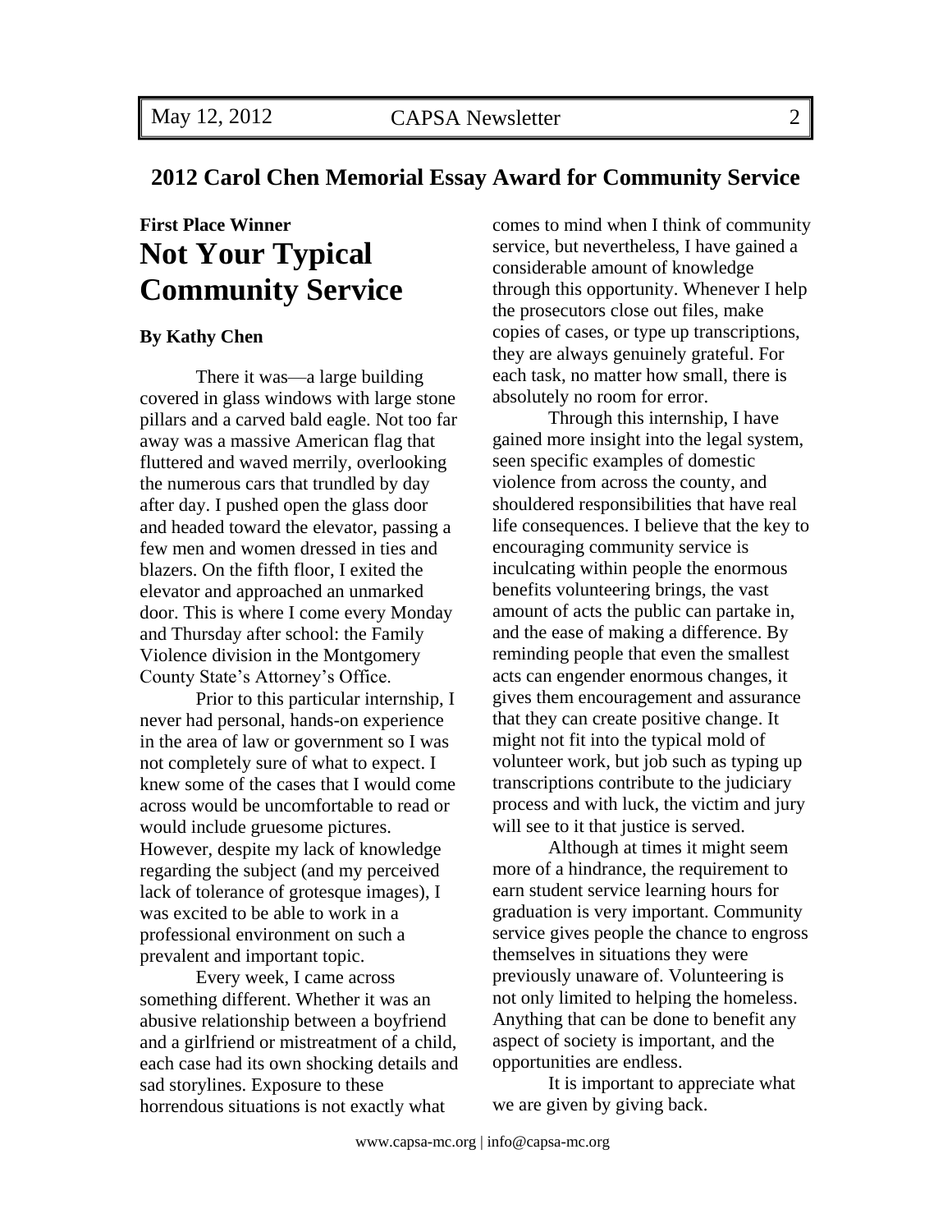## 2012 Carol Chen Memorial Essay Award for Community Service

**First Place Winner**

# Not Your Typical Community Service

**By Kathy Chen**

There it was—a large building covered in glass windows with large stone pillars and a carved bald eagle. Not too far away was a massive American flag that fluttered and waved merrily, overlooking the numerous cars that trundled by day after day. I pushed open the glass door and headed toward the elevator, passing a few men and women dressed in ties and blazers. On the fifth floor, I exited the elevator and approached an unmarked door. This is where I come every Monday and Thursday after school: the Family Violence division in the Montgomery County State's Attorney's Office.

Prior to this particular internship, I never had personal, hands-on experience in the area of law or government so I was not completely sure of what to expect. I knew some of the cases that I would come across would be uncomfortable to read or would include gruesome pictures. However, despite my lack of knowledge regarding the subject (and my perceived lack of tolerance of grotesque images), I was excited to be able to work in a professional environment on such a prevalent and important topic.

Every week, I came across something different. Whether it was an abusive relationship between a boyfriend and a girlfriend or mistreatment of a child, each case had its own shocking details and sad storylines. Exposure to these horrendous situations is not exactly what comes to mind when I think of community service, but nevertheless, I have gained a considerable amount of knowledge through this opportunity. Whenever I help the prosecutors close out files, make copies of cases, or type up transcriptions, they are always genuinely grateful. For each task, no matter how small, there is absolutely no room for error.

Through this internship, I have gained more insight into the legal system, seen specific examples of domestic violence from across the county, and shouldered responsibilities that have real life consequences. I believe that the key to encouraging community service is inculcating within people the enormous benefits volunteering brings, the vast amount of acts the public can partake in, and the ease of making a difference. By reminding people that even the smallest acts can engender enormous changes, it gives them encouragement and assurance that they can create positive change. It might not fit into the typical mold of volunteer work, but job such as typing up transcriptions contribute to the judiciary process and with luck, the victim and jury will see to it that justice is served.

Although at times it might seem more of a hindrance, the requirement to earn student service learning hours for graduation is very important. Community service gives people the chance to engross themselves in situations they were previously unaware of. Volunteering is not only limited to helping the homeless. Anything that can be done to benefit any aspect of society is important, and the opportunities are endless.

It is important to appreciate what we are given by giving back.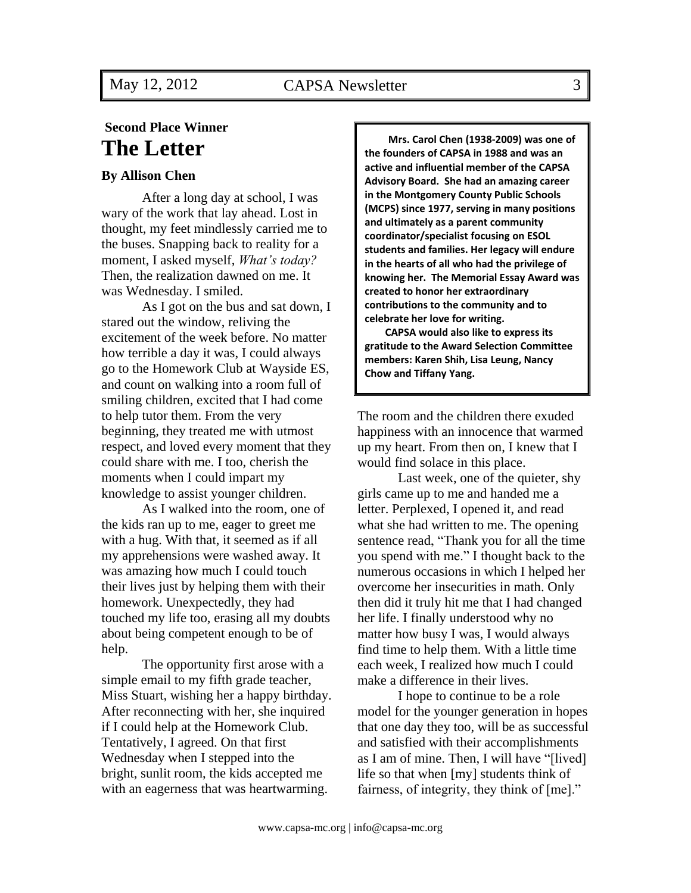**Second Place Winner**

# The Letter

**By Allison Chen**

After a long day at school, I was wary of the work that lay ahead. Lost in thought, my feet mindlessly carried me to the buses. Snapping back to reality for a moment, I asked myself, *What's today?* Then, the realization dawned on me. It was Wednesday. I smiled.

As I got on the bus and sat down, I stared out the window, reliving the excitement of the week before. No matter how terrible a day it was, I could always go to the Homework Club at Wayside ES, and count on walking into a room full of smiling children, excited that I had come to help tutor them. From the very beginning, they treated me with utmost respect, and loved every moment that they could share with me. I too, cherish the moments when I could impart my knowledge to assist younger children.

As I walked into the room, one of the kids ran up to me, eager to greet me with a hug. With that, it seemed as if all my apprehensions were washed away. It was amazing how much I could touch their lives just by helping them with their homework. Unexpectedly, they had touched my life too, erasing all my doubts about being competent enough to be of help.

The opportunity first arose with a simple email to my fifth grade teacher, Miss Stuart, wishing her a happy birthday. After reconnecting with her, she inquired if I could help at the Homework Club. Tentatively, I agreed. On that first Wednesday when I stepped into the bright, sunlit room, the kids accepted me with an eagerness that was heartwarming. The room and the children there exuded happiness with an innocence that warmed up my heart. From then on, I knew that I would find solace in this place.

Last week, one of the quieter, shy girls came up to me and handed me a letter. Perplexed, I opened it, and read what she had written to me. The opening sentence read, "Thank you for all the time you spend with me." I thought back to the numerous occasions in which I helped her overcome her insecurities in math. Only then did it truly hit me that I had changed her life. I finally understood why no matter how busy I was, I would always find time to help them. With a little time each week, I realized how much I could make a difference in their lives.

I hope to continue to be a role model for the younger generation in hopes that one day they too, will be as successful and satisfied with their accomplishments as I am of mine. Then, I will have "[lived] life so that when [my] students think of fairness, of integrity, they think of [me]."

---

**Mrs. Carol Chen (1938-2009) was one of the founders of CAPSA in 1988 and was an active and influential member of the CAPSA Advisory Board. She had an amazing career in the Montgomery County Public Schools (MCPS) since 1977, serving in many positions and ultimately as a parent community coordinator/specialist focusing on ESOL students and families. Her legacy will endure in the hearts of all who had the privilege of knowing her. The Memorial Essay Award was created to honor her extraordinary contributions to the community and to celebrate her love for writing.**

**CAPSA would also like to express its gratitude to the Award Selection Committee members: Karen Shih, Lisa Leung, Nancy Chow and Tiffany Yang.**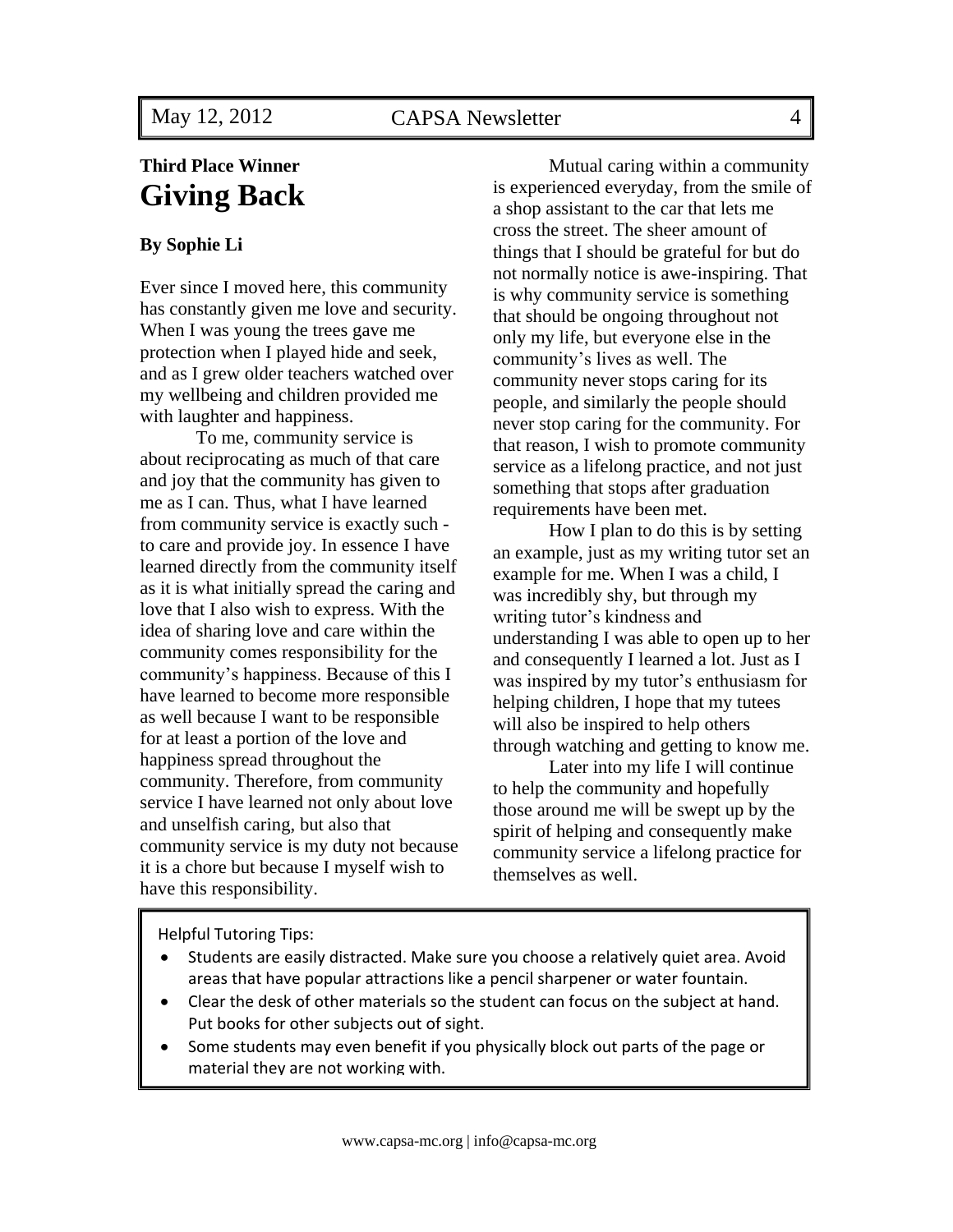**Third Place Winner**

# Giving Back

**By Sophie Li**

Ever since I moved here, this community has constantly given me love and security. When I was young the trees gave me protection when I played hide and seek, and as I grew older teachers watched over my wellbeing and children provided me with laughter and happiness.

To me, community service is about reciprocating as much of that care and joy that the community has given to me as I can. Thus, what I have learned from community service is exactly such - to care and provide joy. In essence I have learned directly from the community itself as it is what initially spread the caring and love that I also wish to express. With the idea of sharing love and care within the community comes responsibility for the community's happiness. Because of this I have learned to become more responsible as well because I want to be responsible for at least a portion of the love and happiness spread throughout the community. Therefore, from community service I have learned not only about love and unselfish caring, but also that community service is my duty not because it is a chore but because I myself wish to have this responsibility.

Mutual caring within a community is experienced everyday, from the smile of a shop assistant to the car that lets me cross the street. The sheer amount of things that I should be grateful for but do not normally notice is awe-inspiring. That is why community service is something that should be ongoing throughout not only my life, but everyone else in the community's lives as well. The community never stops caring for its people, and similarly the people should never stop caring for the community. For that reason, I wish to promote community service as a lifelong practice, and not just something that stops after graduation requirements have been met.

How I plan to do this is by setting an example, just as my writing tutor set an example for me. When I was a child, I was incredibly shy, but through my writing tutor's kindness and understanding I was able to open up to her and consequently I learned a lot. Just as I was inspired by my tutor's enthusiasm for helping children, I hope that my tutees will also be inspired to help others through watching and getting to know me.

Later into my life I will continue to help the community and hopefully those around me will be swept up by the spirit of helping and consequently make community service a lifelong practice for themselves as well.

Helpful Tutoring Tips:

- Students are easily distracted. Make sure you choose a relatively quiet area. Avoid areas that have popular attractions like a pencil sharpener or water fountain.
- Clear the desk of other materials so the student can focus on the subject at hand. Put books for other subjects out of sight.
- Some students may even benefit if you physically block out parts of the page or material they are not working with.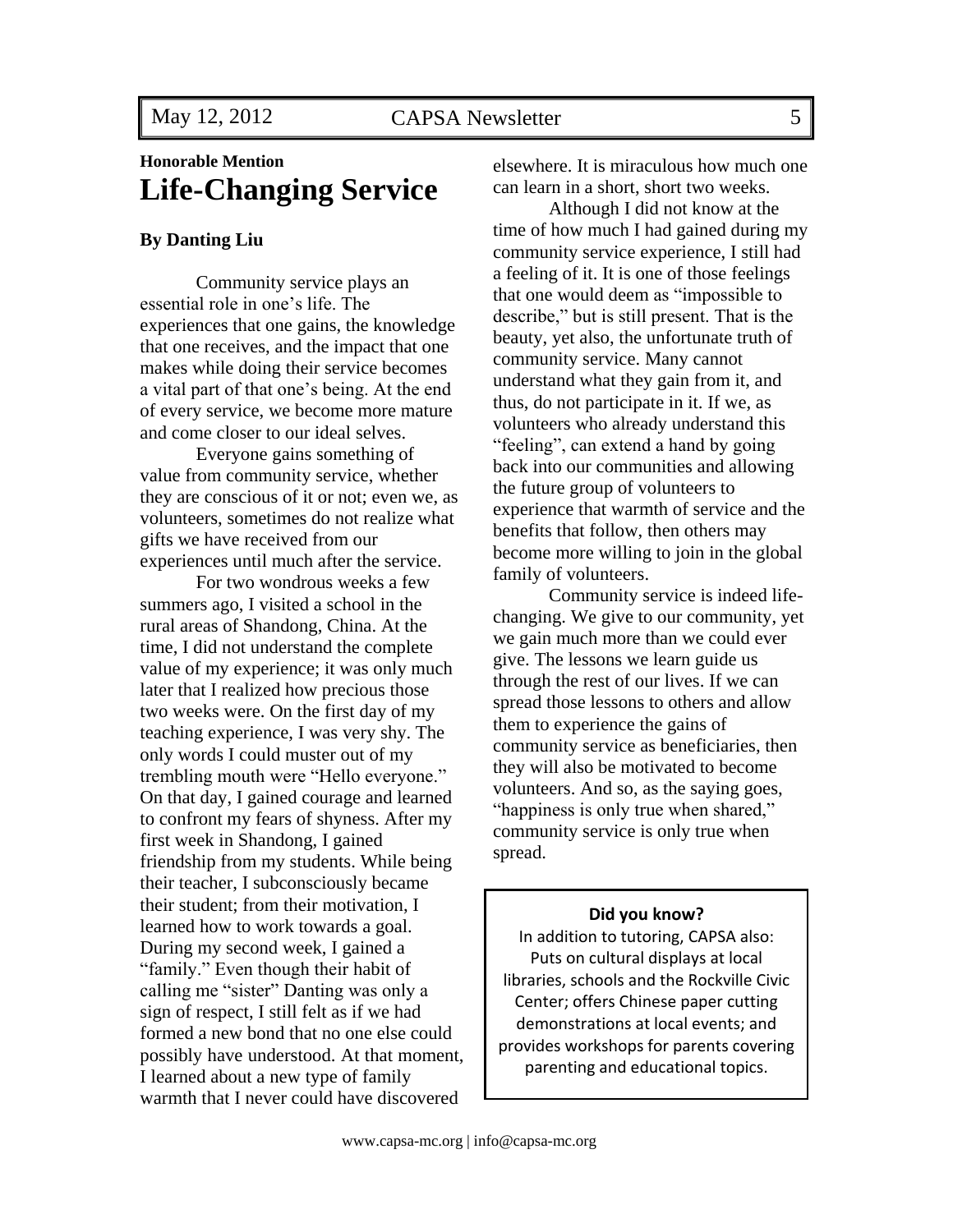**Honorable Mention**

# Life-Changing Service

**By Danting Liu**

Community service plays an essential role in one's life. The experiences that one gains, the knowledge that one receives, and the impact that one makes while doing their service becomes a vital part of that one's being. At the end of every service, we become more mature and come closer to our ideal selves.

Everyone gains something of value from community service, whether they are conscious of it or not; even we, as volunteers, sometimes do not realize what gifts we have received from our experiences until much after the service.

For two wondrous weeks a few summers ago, I visited a school in the rural areas of Shandong, China. At the time, I did not understand the complete value of my experience; it was only much later that I realized how precious those two weeks were. On the first day of my teaching experience, I was very shy. The only words I could muster out of my trembling mouth were "Hello everyone." On that day, I gained courage and learned to confront my fears of shyness. After my first week in Shandong, I gained friendship from my students. While being their teacher, I subconsciously became their student; from their motivation, I learned how to work towards a goal. During my second week, I gained a "family." Even though their habit of calling me "sister" Danting was only a sign of respect, I still felt as if we had formed a new bond that no one else could possibly have understood. At that moment, I learned about a new type of family warmth that I never could have discovered elsewhere. It is miraculous how much one can learn in a short, short two weeks.

Although I did not know at the time of how much I had gained during my community service experience, I still had a feeling of it. It is one of those feelings that one would deem as "impossible to describe," but is still present. That is the beauty, yet also, the unfortunate truth of community service. Many cannot understand what they gain from it, and thus, do not participate in it. If we, as volunteers who already understand this "feeling", can extend a hand by going back into our communities and allowing the future group of volunteers to experience that warmth of service and the benefits that follow, then others may become more willing to join in the global family of volunteers.

Community service is indeed life-changing. We give to our community, yet we gain much more than we could ever give. The lessons we learn guide us through the rest of our lives. If we can spread those lessons to others and allow them to experience the gains of community service as beneficiaries, then they will also be motivated to become volunteers. And so, as the saying goes, "happiness is only true when shared," community service is only true when spread.

**Did you know?**

In addition to tutoring, CAPSA also: Puts on cultural displays at local libraries, schools and the Rockville Civic Center; offers Chinese paper cutting demonstrations at local events; and provides workshops for parents covering parenting and educational topics.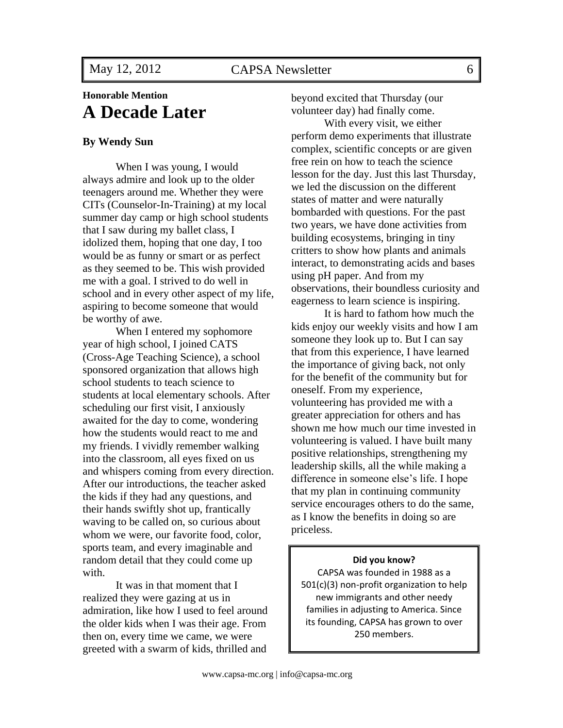**Honorable Mention**

# A Decade Later

**By Wendy Sun**

When I was young, I would always admire and look up to the older teenagers around me. Whether they were CITs (Counselor-In-Training) at my local summer day camp or high school students that I saw during my ballet class, I idolized them, hoping that one day, I too would be as funny or smart or as perfect as they seemed to be. This wish provided me with a goal. I strived to do well in school and in every other aspect of my life, aspiring to become someone that would be worthy of awe.

When I entered my sophomore year of high school, I joined CATS (Cross-Age Teaching Science), a school sponsored organization that allows high school students to teach science to students at local elementary schools. After scheduling our first visit, I anxiously awaited for the day to come, wondering how the students would react to me and my friends. I vividly remember walking into the classroom, all eyes fixed on us and whispers coming from every direction. After our introductions, the teacher asked the kids if they had any questions, and their hands swiftly shot up, frantically waving to be called on, so curious about whom we were, our favorite food, color, sports team, and every imaginable and random detail that they could come up with.

It was in that moment that I realized they were gazing at us in admiration, like how I used to feel around the older kids when I was their age. From then on, every time we came, we were greeted with a swarm of kids, thrilled and beyond excited that Thursday (our volunteer day) had finally come.

With every visit, we either perform demo experiments that illustrate complex, scientific concepts or are given free rein on how to teach the science lesson for the day. Just this last Thursday, we led the discussion on the different states of matter and were naturally bombarded with questions. For the past two years, we have done activities from building ecosystems, bringing in tiny critters to show how plants and animals interact, to demonstrating acids and bases using pH paper. And from my observations, their boundless curiosity and eagerness to learn science is inspiring.

It is hard to fathom how much the kids enjoy our weekly visits and how I am someone they look up to. But I can say that from this experience, I have learned the importance of giving back, not only for the benefit of the community but for oneself. From my experience, volunteering has provided me with a greater appreciation for others and has shown me how much our time invested in volunteering is valued. I have built many positive relationships, strengthening my leadership skills, all the while making a difference in someone else's life. I hope that my plan in continuing community service encourages others to do the same, as I know the benefits in doing so are priceless.

**Did you know?**

CAPSA was founded in 1988 as a 501(c)(3) non-profit organization to help new immigrants and other needy families in adjusting to America. Since its founding, CAPSA has grown to over 250 members.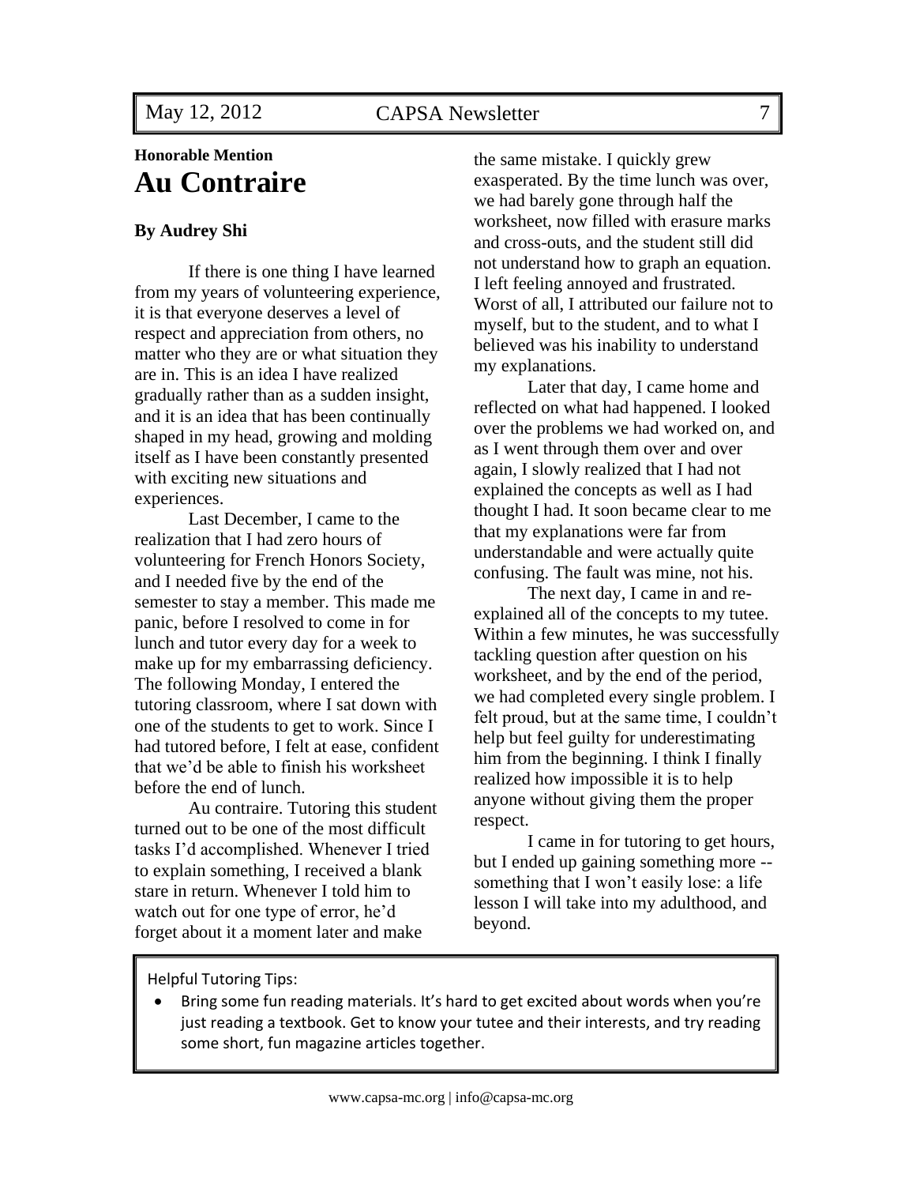**Honorable Mention**

# Au Contraire

**By Audrey Shi**

If there is one thing I have learned from my years of volunteering experience, it is that everyone deserves a level of respect and appreciation from others, no matter who they are or what situation they are in. This is an idea I have realized gradually rather than as a sudden insight, and it is an idea that has been continually shaped in my head, growing and molding itself as I have been constantly presented with exciting new situations and experiences.

Last December, I came to the realization that I had zero hours of volunteering for French Honors Society, and I needed five by the end of the semester to stay a member. This made me panic, before I resolved to come in for lunch and tutor every day for a week to make up for my embarrassing deficiency. The following Monday, I entered the tutoring classroom, where I sat down with one of the students to get to work. Since I had tutored before, I felt at ease, confident that we'd be able to finish his worksheet before the end of lunch.

Au contraire. Tutoring this student turned out to be one of the most difficult tasks I'd accomplished. Whenever I tried to explain something, I received a blank stare in return. Whenever I told him to watch out for one type of error, he'd forget about it a moment later and make the same mistake. I quickly grew exasperated. By the time lunch was over, we had barely gone through half the worksheet, now filled with erasure marks and cross-outs, and the student still did not understand how to graph an equation. I left feeling annoyed and frustrated. Worst of all, I attributed our failure not to myself, but to the student, and to what I believed was his inability to understand my explanations.

Later that day, I came home and reflected on what had happened. I looked over the problems we had worked on, and as I went through them over and over again, I slowly realized that I had not explained the concepts as well as I had thought I had. It soon became clear to me that my explanations were far from understandable and were actually quite confusing. The fault was mine, not his.

The next day, I came in and re-explained all of the concepts to my tutee. Within a few minutes, he was successfully tackling question after question on his worksheet, and by the end of the period, we had completed every single problem. I felt proud, but at the same time, I couldn't help but feel guilty for underestimating him from the beginning. I think I finally realized how impossible it is to help anyone without giving them the proper respect.

I came in for tutoring to get hours, but I ended up gaining something more -- something that I won't easily lose: a life lesson I will take into my adulthood, and beyond.

---

Helpful Tutoring Tips:

- Bring some fun reading materials. It's hard to get excited about words when you're just reading a textbook. Get to know your tutee and their interests, and try reading some short, fun magazine articles together.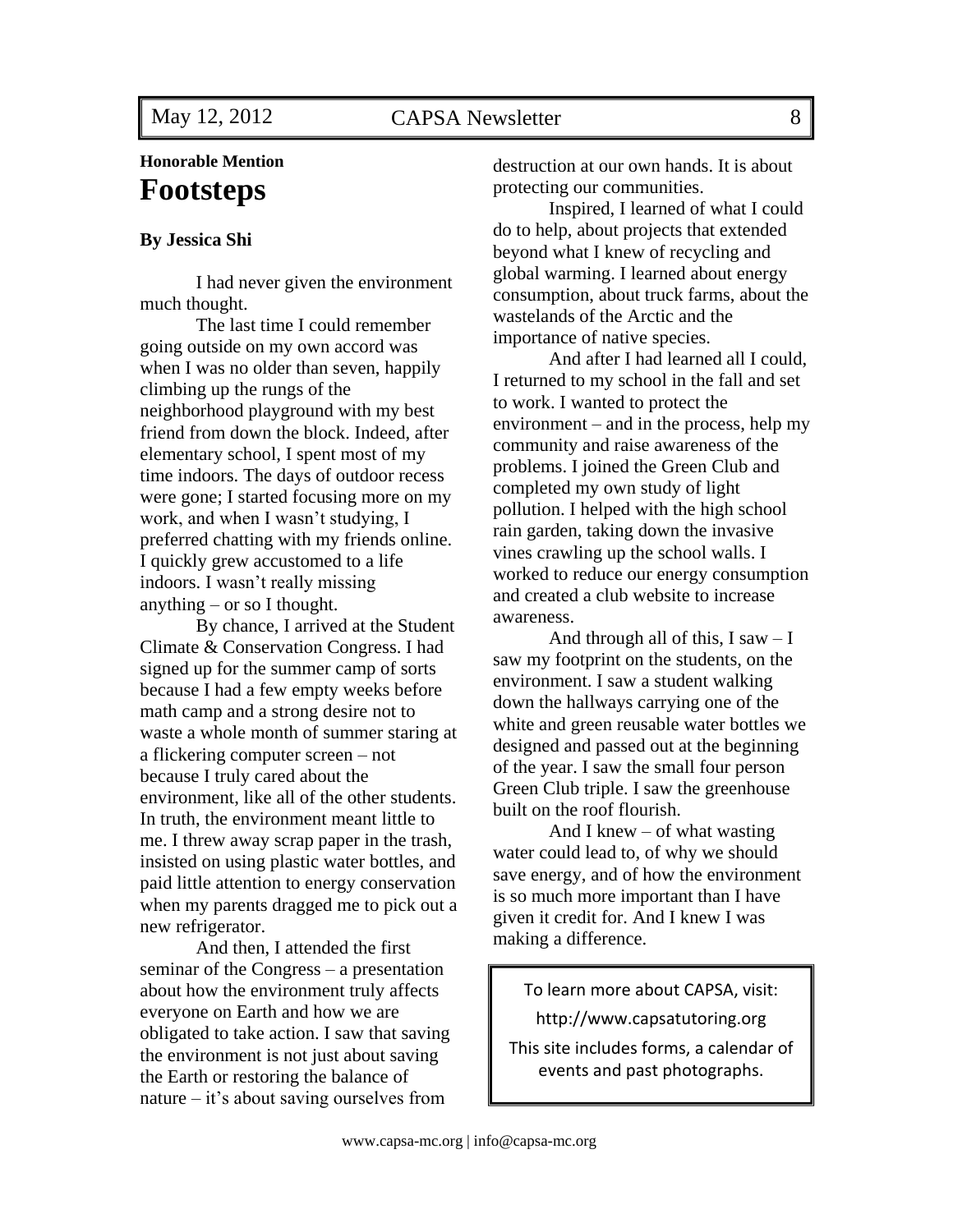**Honorable Mention**

# Footsteps

**By Jessica Shi**

I had never given the environment much thought.

The last time I could remember going outside on my own accord was when I was no older than seven, happily climbing up the rungs of the neighborhood playground with my best friend from down the block. Indeed, after elementary school, I spent most of my time indoors. The days of outdoor recess were gone; I started focusing more on my work, and when I wasn't studying, I preferred chatting with my friends online. I quickly grew accustomed to a life indoors. I wasn't really missing anything – or so I thought.

By chance, I arrived at the Student Climate & Conservation Congress. I had signed up for the summer camp of sorts because I had a few empty weeks before math camp and a strong desire not to waste a whole month of summer staring at a flickering computer screen – not because I truly cared about the environment, like all of the other students. In truth, the environment meant little to me. I threw away scrap paper in the trash, insisted on using plastic water bottles, and paid little attention to energy conservation when my parents dragged me to pick out a new refrigerator.

And then, I attended the first seminar of the Congress – a presentation about how the environment truly affects everyone on Earth and how we are obligated to take action. I saw that saving the environment is not just about saving the Earth or restoring the balance of nature – it's about saving ourselves from destruction at our own hands. It is about protecting our communities.

Inspired, I learned of what I could do to help, about projects that extended beyond what I knew of recycling and global warming. I learned about energy consumption, about truck farms, about the wastelands of the Arctic and the importance of native species.

And after I had learned all I could, I returned to my school in the fall and set to work. I wanted to protect the environment – and in the process, help my community and raise awareness of the problems. I joined the Green Club and completed my own study of light pollution. I helped with the high school rain garden, taking down the invasive vines crawling up the school walls. I worked to reduce our energy consumption and created a club website to increase awareness.

And through all of this, I saw – I saw my footprint on the students, on the environment. I saw a student walking down the hallways carrying one of the white and green reusable water bottles we designed and passed out at the beginning of the year. I saw the small four person Green Club triple. I saw the greenhouse built on the roof flourish.

And I knew – of what wasting water could lead to, of why we should save energy, and of how the environment is so much more important than I have given it credit for. And I knew I was making a difference.

To learn more about CAPSA, visit:

http://www.capsatutoring.org

This site includes forms, a calendar of events and past photographs.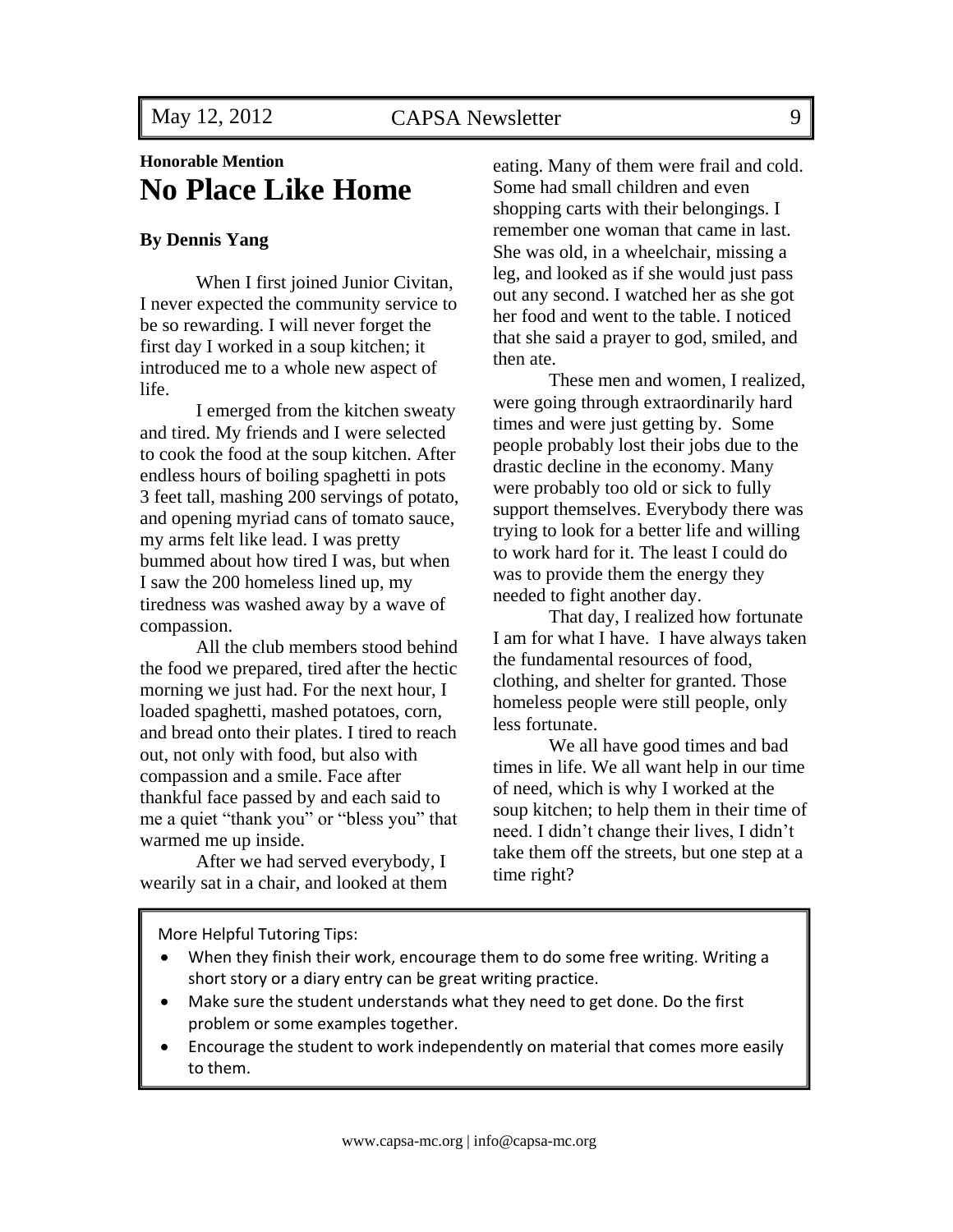**Honorable Mention**

# No Place Like Home

**By Dennis Yang**

When I first joined Junior Civitan, I never expected the community service to be so rewarding. I will never forget the first day I worked in a soup kitchen; it introduced me to a whole new aspect of life.

I emerged from the kitchen sweaty and tired. My friends and I were selected to cook the food at the soup kitchen. After endless hours of boiling spaghetti in pots 3 feet tall, mashing 200 servings of potato, and opening myriad cans of tomato sauce, my arms felt like lead. I was pretty bummed about how tired I was, but when I saw the 200 homeless lined up, my tiredness was washed away by a wave of compassion.

All the club members stood behind the food we prepared, tired after the hectic morning we just had. For the next hour, I loaded spaghetti, mashed potatoes, corn, and bread onto their plates. I tired to reach out, not only with food, but also with compassion and a smile. Face after thankful face passed by and each said to me a quiet "thank you" or "bless you" that warmed me up inside.

After we had served everybody, I wearily sat in a chair, and looked at them eating. Many of them were frail and cold. Some had small children and even shopping carts with their belongings. I remember one woman that came in last. She was old, in a wheelchair, missing a leg, and looked as if she would just pass out any second. I watched her as she got her food and went to the table. I noticed that she said a prayer to god, smiled, and then ate.

These men and women, I realized, were going through extraordinarily hard times and were just getting by. Some people probably lost their jobs due to the drastic decline in the economy. Many were probably too old or sick to fully support themselves. Everybody there was trying to look for a better life and willing to work hard for it. The least I could do was to provide them the energy they needed to fight another day.

That day, I realized how fortunate I am for what I have. I have always taken the fundamental resources of food, clothing, and shelter for granted. Those homeless people were still people, only less fortunate.

We all have good times and bad times in life. We all want help in our time of need, which is why I worked at the soup kitchen; to help them in their time of need. I didn't change their lives, I didn't take them off the streets, but one step at a time right?

---

More Helpful Tutoring Tips:

- When they finish their work, encourage them to do some free writing. Writing a short story or a diary entry can be great writing practice.
- Make sure the student understands what they need to get done. Do the first problem or some examples together.
- Encourage the student to work independently on material that comes more easily to them.

www.capsa-mc.org | info@capsa-mc.org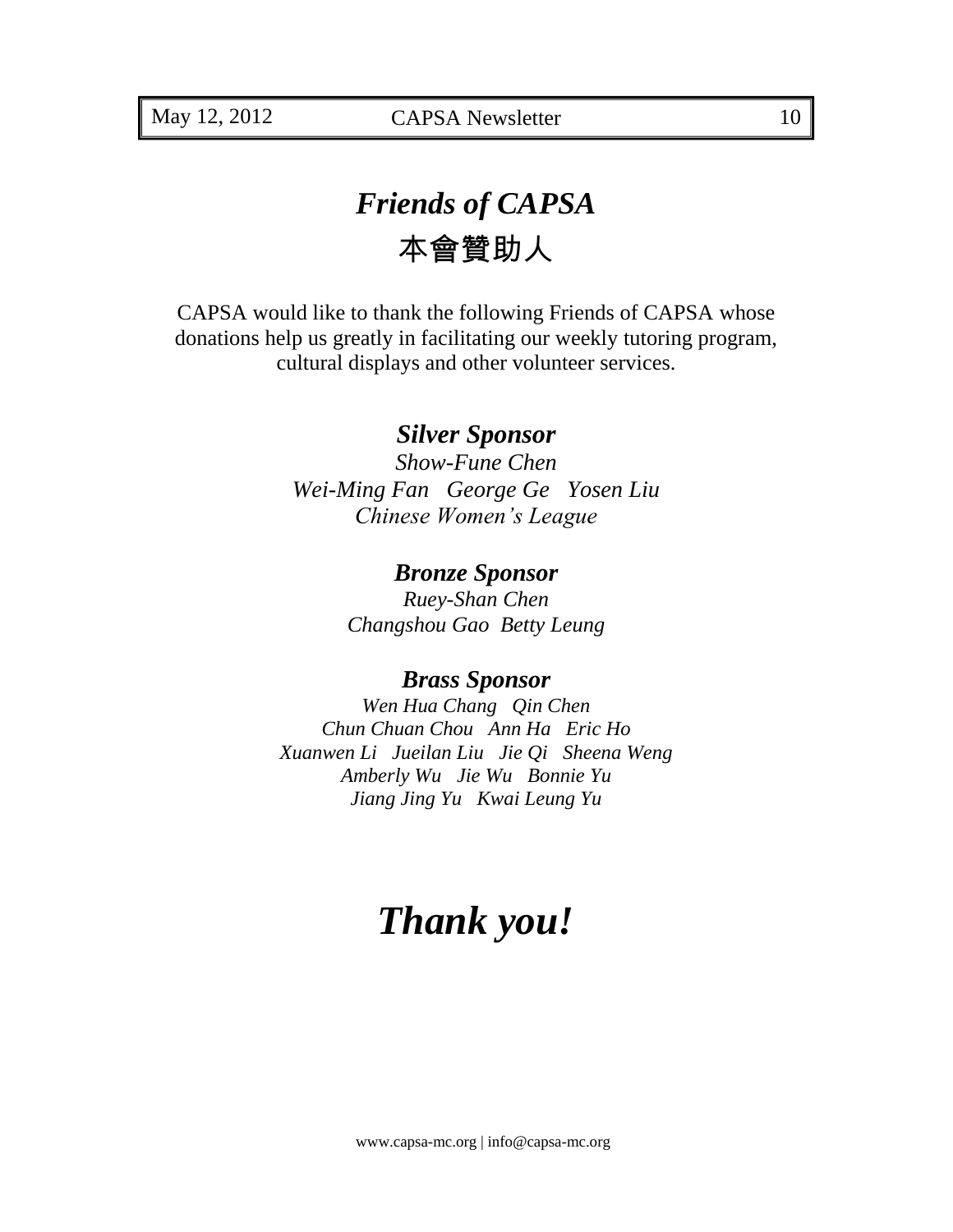# *Friends of CAPSA*
# 本會贊助人

CAPSA would like to thank the following Friends of CAPSA whose donations help us greatly in facilitating our weekly tutoring program, cultural displays and other volunteer services.

## *Silver Sponsor*

*Show-Fune Chen*
*Wei-Ming Fan George Ge Yosen Liu*
*Chinese Women's League*

## *Bronze Sponsor*

*Ruey-Shan Chen*
*Changshou Gao Betty Leung*

## *Brass Sponsor*

*Wen Hua Chang Qin Chen*
*Chun Chuan Chou Ann Ha Eric Ho*
*Xuanwen Li Jueilan Liu Jie Qi Sheena Weng*
*Amberly Wu Jie Wu Bonnie Yu*
*Jiang Jing Yu Kwai Leung Yu*

# *Thank you!*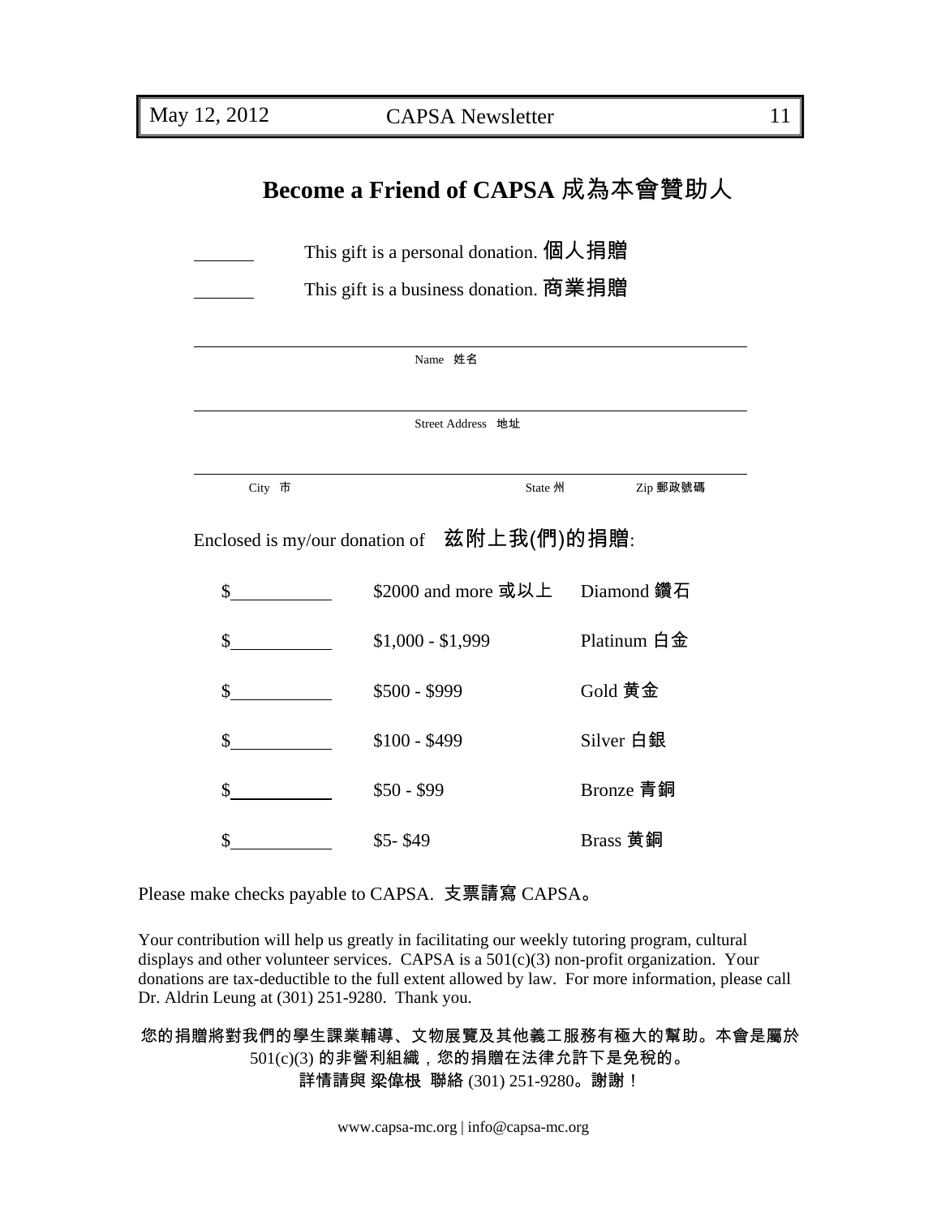# Become a Friend of CAPSA 成為本會贊助人

_______ This gift is a personal donation. 個人捐贈

_______ This gift is a business donation. 商業捐贈

______________________________________________
Name 姓名

______________________________________________
Street Address 地址

______________________________________________
City 市 State 州 Zip 郵政號碼

Enclosed is my/our donation of 茲附上我(們)的捐贈:

| | | |
|---|---|---|
| $__________ | $2000 and more 或以上 | Diamond 鑽石 |
| $__________ | $1,000 - $1,999 | Platinum 白金 |
| $__________ | $500 - $999 | Gold 黃金 |
| $__________ | $100 - $499 | Silver 白銀 |
| $__________ | $50 - $99 | Bronze 青銅 |
| $__________ | $5- $49 | Brass 黃銅 |

Please make checks payable to CAPSA. 支票請寫 CAPSA。

Your contribution will help us greatly in facilitating our weekly tutoring program, cultural displays and other volunteer services. CAPSA is a 501(c)(3) non-profit organization. Your donations are tax-deductible to the full extent allowed by law. For more information, please call Dr. Aldrin Leung at (301) 251-9280. Thank you.

您的捐贈將對我們的學生課業輔導、文物展覽及其他義工服務有極大的幫助。本會是屬於 501(c)(3) 的非營利組織，您的捐贈在法律允許下是免稅的。
詳情請與 梁偉根 聯絡 (301) 251-9280。謝謝！

www.capsa-mc.org | info@capsa-mc.org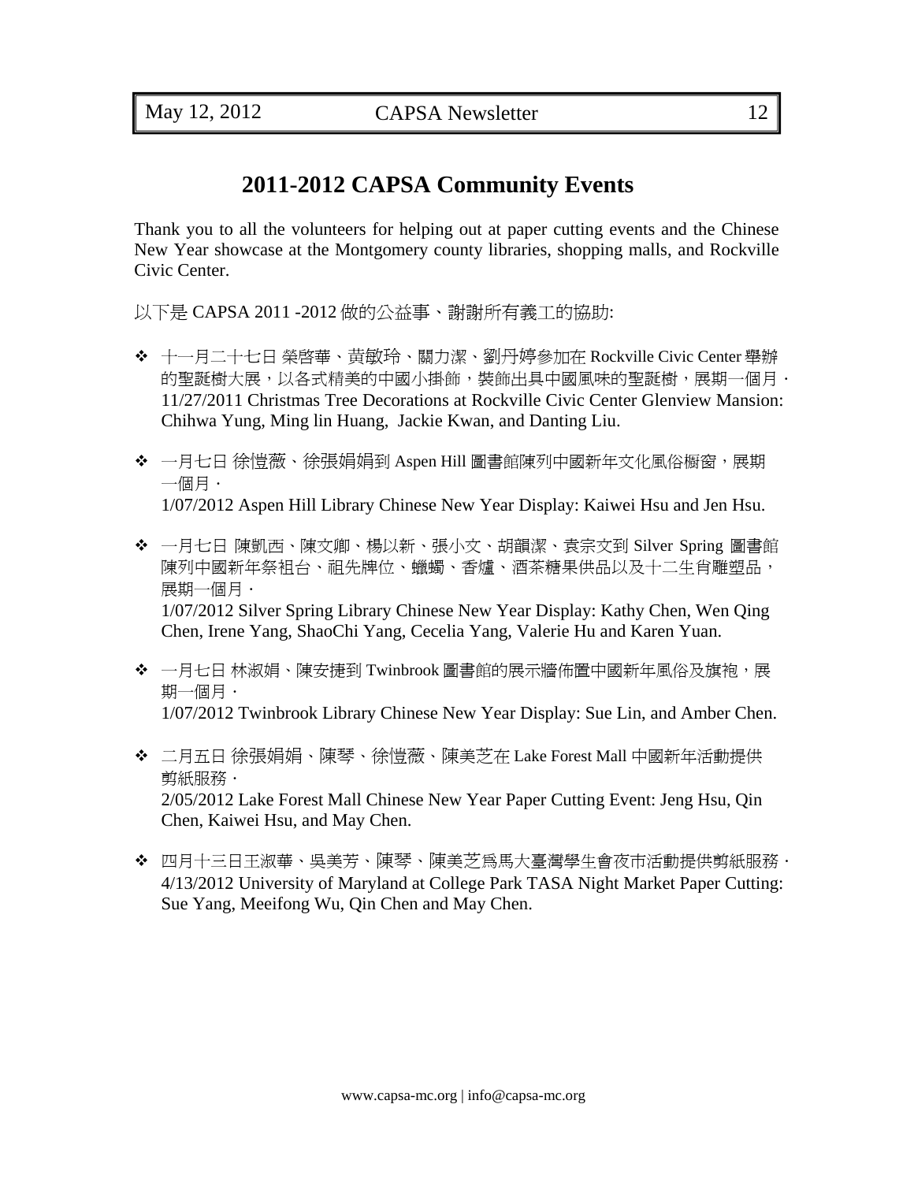# 2011-2012 CAPSA Community Events

Thank you to all the volunteers for helping out at paper cutting events and the Chinese New Year showcase at the Montgomery county libraries, shopping malls, and Rockville Civic Center.

以下是 CAPSA 2011 -2012 做的公益事、謝謝所有義工的協助:

- 十一月二十七日 榮啓華、黄敏玲、關力潔、劉丹婷參加在 Rockville Civic Center 舉辦的聖誕樹大展，以各式精美的中國小掛飾，裝飾出具中國風味的聖誕樹，展期一個月·
  11/27/2011 Christmas Tree Decorations at Rockville Civic Center Glenview Mansion: Chihwa Yung, Ming lin Huang, Jackie Kwan, and Danting Liu.

- 一月七日 徐愷薇、徐張娟娟到 Aspen Hill 圖書館陳列中國新年文化風俗櫥窗，展期一個月·
  1/07/2012 Aspen Hill Library Chinese New Year Display: Kaiwei Hsu and Jen Hsu.

- 一月七日 陳凱西、陳文卿、楊以新、張小文、胡韻潔、袁宗文到 Silver Spring 圖書館陳列中國新年祭祖台、祖先牌位、蠟燭、香爐、酒茶糖果供品以及十二生肖雕塑品，展期一個月·
  1/07/2012 Silver Spring Library Chinese New Year Display: Kathy Chen, Wen Qing Chen, Irene Yang, ShaoChi Yang, Cecelia Yang, Valerie Hu and Karen Yuan.

- 一月七日 林淑娟、陳安捷到 Twinbrook 圖書館的展示牆佈置中國新年風俗及旗袍，展期一個月·
  1/07/2012 Twinbrook Library Chinese New Year Display: Sue Lin, and Amber Chen.

- 二月五日 徐張娟娟、陳琴、徐愷薇、陳美芝在 Lake Forest Mall 中國新年活動提供剪紙服務·
  2/05/2012 Lake Forest Mall Chinese New Year Paper Cutting Event: Jeng Hsu, Qin Chen, Kaiwei Hsu, and May Chen.

- 四月十三日王淑華、吳美芳、陳琴、陳美芝爲馬大臺灣學生會夜市活動提供剪紙服務·
  4/13/2012 University of Maryland at College Park TASA Night Market Paper Cutting: Sue Yang, Meeifong Wu, Qin Chen and May Chen.

www.capsa-mc.org | info@capsa-mc.org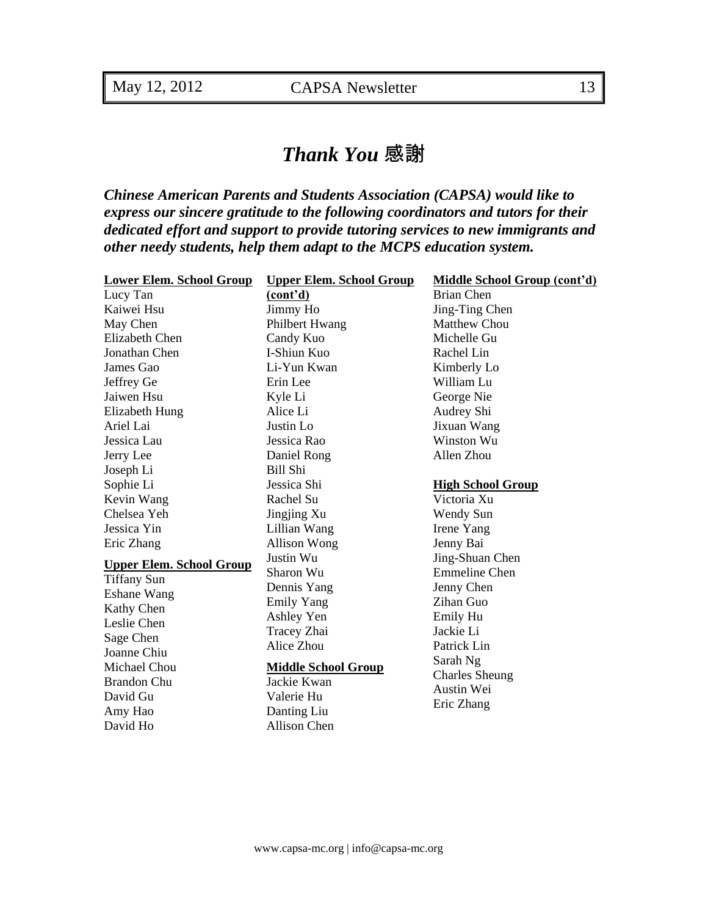# *Thank You* 感謝

***Chinese American Parents and Students Association (CAPSA) would like to express our sincere gratitude to the following coordinators and tutors for their dedicated effort and support to provide tutoring services to new immigrants and other needy students, help them adapt to the MCPS education system.***

**Lower Elem. School Group**

Lucy Tan
Kaiwei Hsu
May Chen
Elizabeth Chen
Jonathan Chen
James Gao
Jeffrey Ge
Jaiwen Hsu
Elizabeth Hung
Ariel Lai
Jessica Lau
Jerry Lee
Joseph Li
Sophie Li
Kevin Wang
Chelsea Yeh
Jessica Yin
Eric Zhang

**Upper Elem. School Group**

Tiffany Sun
Eshane Wang
Kathy Chen
Leslie Chen
Sage Chen
Joanne Chiu
Michael Chou
Brandon Chu
David Gu
Amy Hao
David Ho

**Upper Elem. School Group (cont'd)**

Jimmy Ho
Philbert Hwang
Candy Kuo
I-Shiun Kuo
Li-Yun Kwan
Erin Lee
Kyle Li
Alice Li
Justin Lo
Jessica Rao
Daniel Rong
Bill Shi
Jessica Shi
Rachel Su
Jingjing Xu
Lillian Wang
Allison Wong
Justin Wu
Sharon Wu
Dennis Yang
Emily Yang
Ashley Yen
Tracey Zhai
Alice Zhou

**Middle School Group**

Jackie Kwan
Valerie Hu
Danting Liu
Allison Chen

**Middle School Group (cont'd)**

Brian Chen
Jing-Ting Chen
Matthew Chou
Michelle Gu
Rachel Lin
Kimberly Lo
William Lu
George Nie
Audrey Shi
Jixuan Wang
Winston Wu
Allen Zhou

**High School Group**

Victoria Xu
Wendy Sun
Irene Yang
Jenny Bai
Jing-Shuan Chen
Emmeline Chen
Jenny Chen
Zihan Guo
Emily Hu
Jackie Li
Patrick Lin
Sarah Ng
Charles Sheung
Austin Wei
Eric Zhang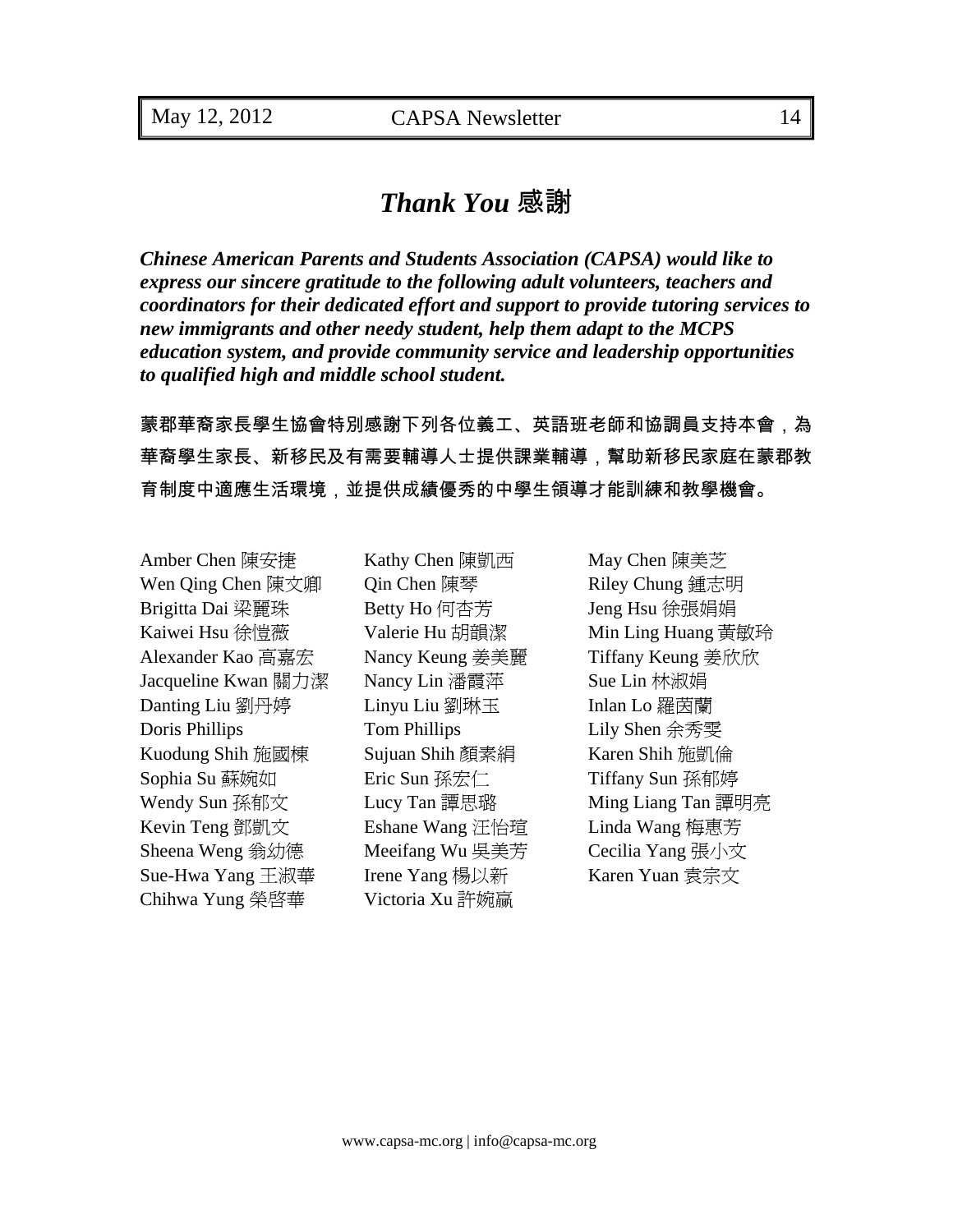# *Thank You* 感謝

***Chinese American Parents and Students Association (CAPSA) would like to express our sincere gratitude to the following adult volunteers, teachers and coordinators for their dedicated effort and support to provide tutoring services to new immigrants and other needy student, help them adapt to the MCPS education system, and provide community service and leadership opportunities to qualified high and middle school student.***

**蒙郡華裔家長學生協會特別感謝下列各位義工、英語班老師和協調員支持本會，為華裔學生家長、新移民及有需要輔導人士提供課業輔導，幫助新移民家庭在蒙郡教育制度中適應生活環境，並提供成績優秀的中學生領導才能訓練和教學機會。**

Amber Chen 陳安捷
Wen Qing Chen 陳文卿
Brigitta Dai 梁麗珠
Kaiwei Hsu 徐愷薇
Alexander Kao 高嘉宏
Jacqueline Kwan 關力潔
Danting Liu 劉丹婷
Doris Phillips
Kuodung Shih 施國棟
Sophia Su 蘇婉如
Wendy Sun 孫郁文
Kevin Teng 鄧凱文
Sheena Weng 翁幼德
Sue-Hwa Yang 王淑華
Chihwa Yung 榮啓華

Kathy Chen 陳凱西
Qin Chen 陳琴
Betty Ho 何杏芳
Valerie Hu 胡韻潔
Nancy Keung 姜美麗
Nancy Lin 潘霞萍
Linyu Liu 劉琳玉
Tom Phillips
Sujuan Shih 顏素絹
Eric Sun 孫宏仁
Lucy Tan 譚思璐
Eshane Wang 汪怡瑄
Meeifang Wu 吳美芳
Irene Yang 楊以新
Victoria Xu 許婉嬴

May Chen 陳美芝
Riley Chung 鍾志明
Jeng Hsu 徐張娟娟
Min Ling Huang 黃敏玲
Tiffany Keung 姜欣欣
Sue Lin 林淑娟
Inlan Lo 羅茵蘭
Lily Shen 余秀雯
Karen Shih 施凱倫
Tiffany Sun 孫郁婷
Ming Liang Tan 譚明亮
Linda Wang 梅惠芳
Cecilia Yang 張小文
Karen Yuan 袁宗文

www.capsa-mc.org | info@capsa-mc.org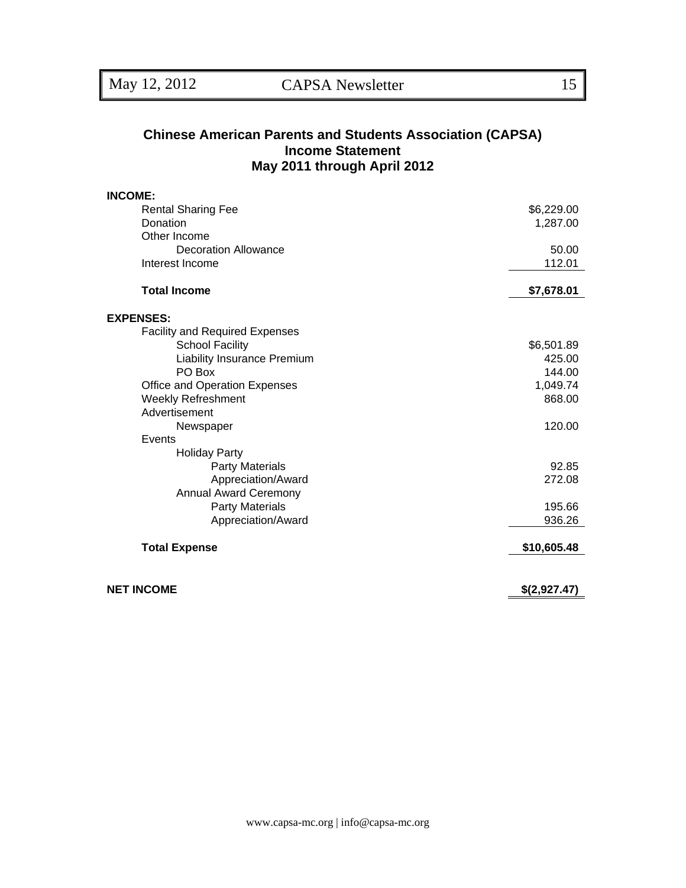## Chinese American Parents and Students Association (CAPSA)
## Income Statement
## May 2011 through April 2012

| | |
|---|---|
| **INCOME:** | |
| Rental Sharing Fee | $6,229.00 |
| Donation | 1,287.00 |
| Other Income | |
| Decoration Allowance | 50.00 |
| Interest Income | 112.01 |
| **Total Income** | **$7,678.01** |
| **EXPENSES:** | |
| Facility and Required Expenses | |
| School Facility | $6,501.89 |
| Liability Insurance Premium | 425.00 |
| PO Box | 144.00 |
| Office and Operation Expenses | 1,049.74 |
| Weekly Refreshment | 868.00 |
| Advertisement | |
| Newspaper | 120.00 |
| Events | |
| Holiday Party | |
| Party Materials | 92.85 |
| Appreciation/Award | 272.08 |
| Annual Award Ceremony | |
| Party Materials | 195.66 |
| Appreciation/Award | 936.26 |
| **Total Expense** | **$10,605.48** |
| **NET INCOME** | **$(2,927.47)** |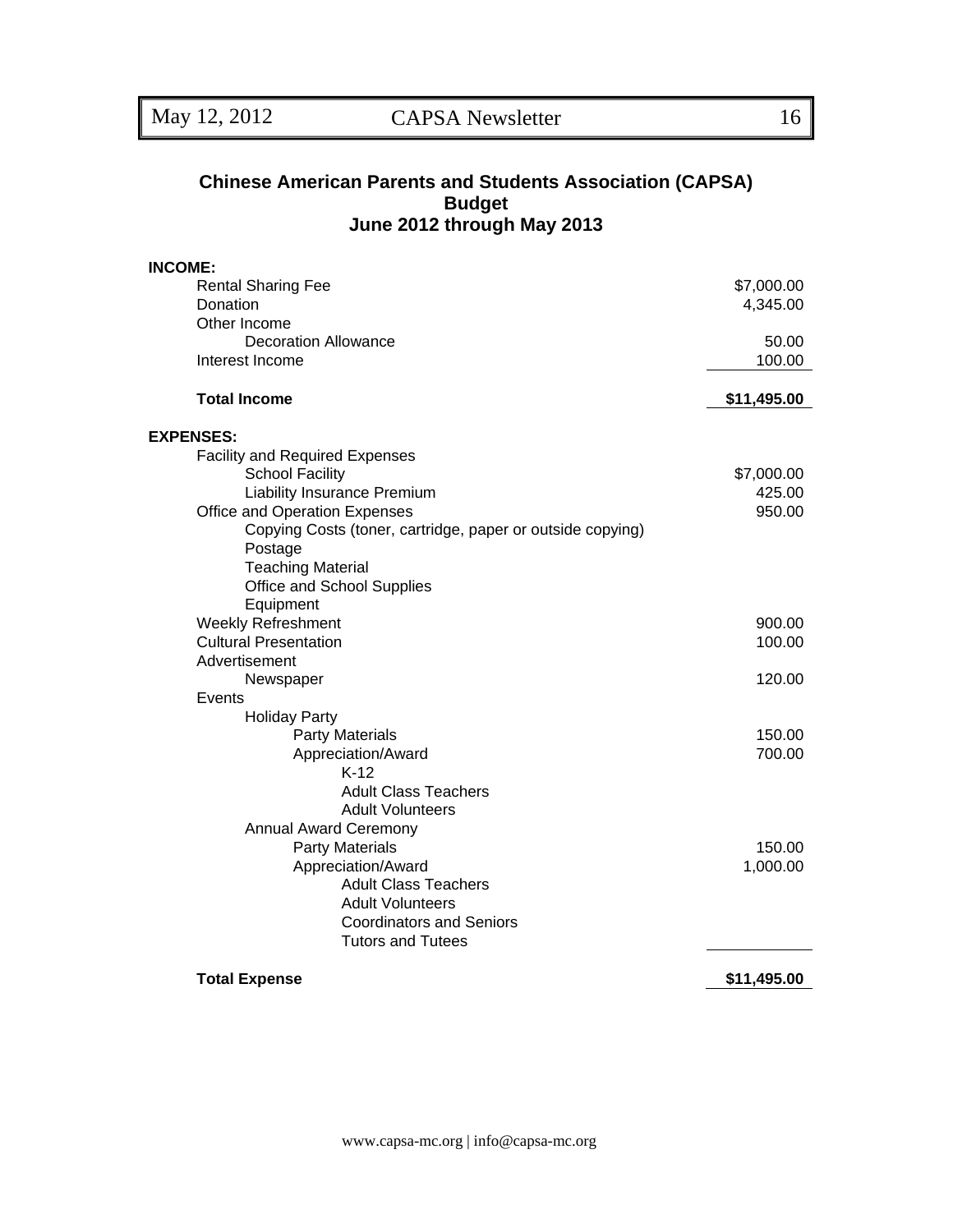## Chinese American Parents and Students Association (CAPSA)
## Budget
## June 2012 through May 2013

| | |
|---|---|
| **INCOME:** | |
| Rental Sharing Fee | $7,000.00 |
| Donation | 4,345.00 |
| Other Income | |
| Decoration Allowance | 50.00 |
| Interest Income | 100.00 |
| **Total Income** | **$11,495.00** |
| **EXPENSES:** | |
| Facility and Required Expenses | |
| School Facility | $7,000.00 |
| Liability Insurance Premium | 425.00 |
| Office and Operation Expenses | 950.00 |
| Copying Costs (toner, cartridge, paper or outside copying) | |
| Postage | |
| Teaching Material | |
| Office and School Supplies | |
| Equipment | |
| Weekly Refreshment | 900.00 |
| Cultural Presentation | 100.00 |
| Advertisement | |
| Newspaper | 120.00 |
| Events | |
| Holiday Party | |
| Party Materials | 150.00 |
| Appreciation/Award | 700.00 |
| K-12 | |
| Adult Class Teachers | |
| Adult Volunteers | |
| Annual Award Ceremony | |
| Party Materials | 150.00 |
| Appreciation/Award | 1,000.00 |
| Adult Class Teachers | |
| Adult Volunteers | |
| Coordinators and Seniors | |
| Tutors and Tutees | |
| **Total Expense** | **$11,495.00** |

www.capsa-mc.org | info@capsa-mc.org